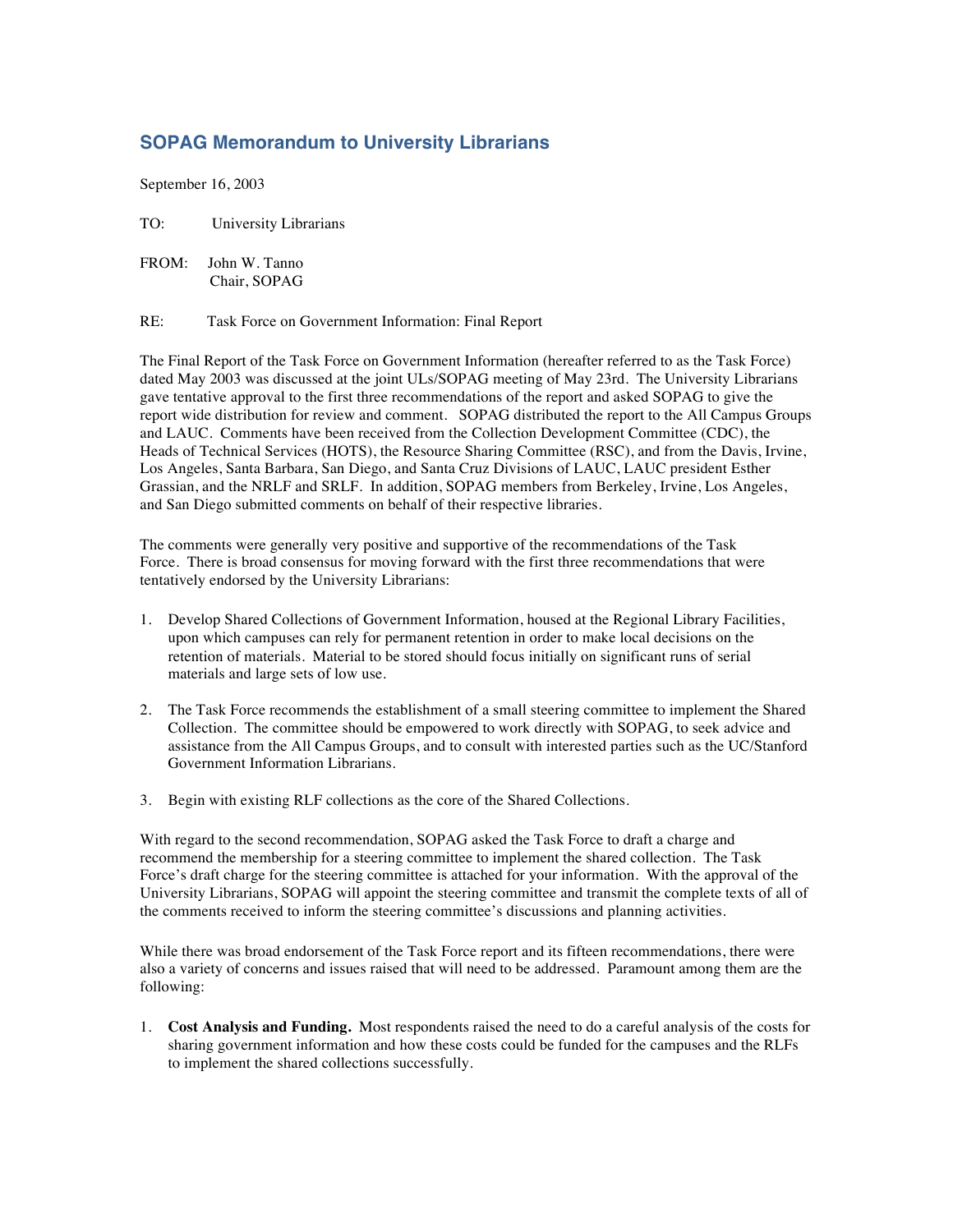## SOPAG Memorandum to University Librarians

September 16, 2003

TO: University Librarians

FROM: John W. Tanno
Chair, SOPAG

RE: Task Force on Government Information: Final Report

The Final Report of the Task Force on Government Information (hereafter referred to as the Task Force) dated May 2003 was discussed at the joint ULs/SOPAG meeting of May 23rd. The University Librarians gave tentative approval to the first three recommendations of the report and asked SOPAG to give the report wide distribution for review and comment. SOPAG distributed the report to the All Campus Groups and LAUC. Comments have been received from the Collection Development Committee (CDC), the Heads of Technical Services (HOTS), the Resource Sharing Committee (RSC), and from the Davis, Irvine, Los Angeles, Santa Barbara, San Diego, and Santa Cruz Divisions of LAUC, LAUC president Esther Grassian, and the NRLF and SRLF. In addition, SOPAG members from Berkeley, Irvine, Los Angeles, and San Diego submitted comments on behalf of their respective libraries.

The comments were generally very positive and supportive of the recommendations of the Task Force. There is broad consensus for moving forward with the first three recommendations that were tentatively endorsed by the University Librarians:

1. Develop Shared Collections of Government Information, housed at the Regional Library Facilities, upon which campuses can rely for permanent retention in order to make local decisions on the retention of materials. Material to be stored should focus initially on significant runs of serial materials and large sets of low use.
2. The Task Force recommends the establishment of a small steering committee to implement the Shared Collection. The committee should be empowered to work directly with SOPAG, to seek advice and assistance from the All Campus Groups, and to consult with interested parties such as the UC/Stanford Government Information Librarians.
3. Begin with existing RLF collections as the core of the Shared Collections.

With regard to the second recommendation, SOPAG asked the Task Force to draft a charge and recommend the membership for a steering committee to implement the shared collection. The Task Force's draft charge for the steering committee is attached for your information. With the approval of the University Librarians, SOPAG will appoint the steering committee and transmit the complete texts of all of the comments received to inform the steering committee's discussions and planning activities.

While there was broad endorsement of the Task Force report and its fifteen recommendations, there were also a variety of concerns and issues raised that will need to be addressed. Paramount among them are the following:

1. **Cost Analysis and Funding.** Most respondents raised the need to do a careful analysis of the costs for sharing government information and how these costs could be funded for the campuses and the RLFs to implement the shared collections successfully.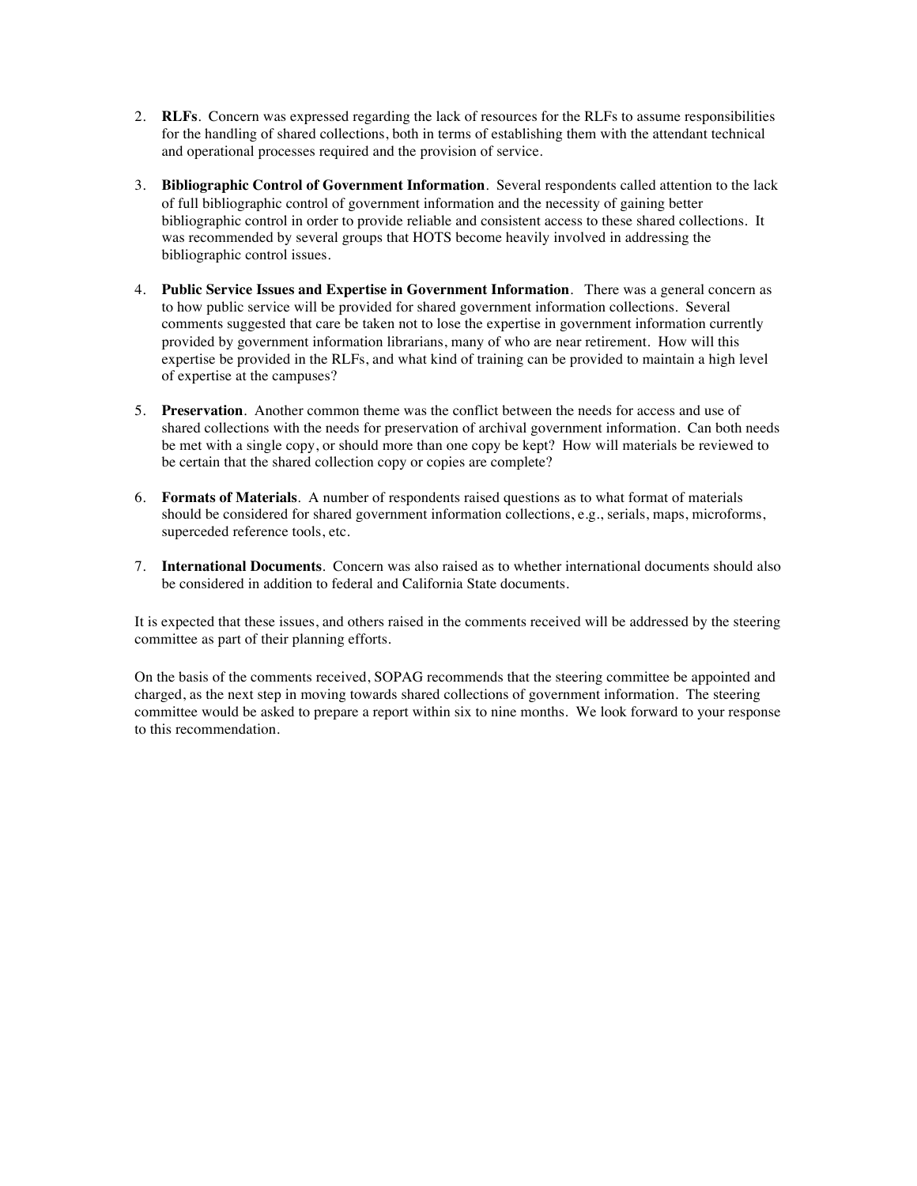2. **RLFs**. Concern was expressed regarding the lack of resources for the RLFs to assume responsibilities for the handling of shared collections, both in terms of establishing them with the attendant technical and operational processes required and the provision of service.

3. **Bibliographic Control of Government Information**. Several respondents called attention to the lack of full bibliographic control of government information and the necessity of gaining better bibliographic control in order to provide reliable and consistent access to these shared collections. It was recommended by several groups that HOTS become heavily involved in addressing the bibliographic control issues.

4. **Public Service Issues and Expertise in Government Information**. There was a general concern as to how public service will be provided for shared government information collections. Several comments suggested that care be taken not to lose the expertise in government information currently provided by government information librarians, many of who are near retirement. How will this expertise be provided in the RLFs, and what kind of training can be provided to maintain a high level of expertise at the campuses?

5. **Preservation**. Another common theme was the conflict between the needs for access and use of shared collections with the needs for preservation of archival government information. Can both needs be met with a single copy, or should more than one copy be kept? How will materials be reviewed to be certain that the shared collection copy or copies are complete?

6. **Formats of Materials**. A number of respondents raised questions as to what format of materials should be considered for shared government information collections, e.g., serials, maps, microforms, superceded reference tools, etc.

7. **International Documents**. Concern was also raised as to whether international documents should also be considered in addition to federal and California State documents.

It is expected that these issues, and others raised in the comments received will be addressed by the steering committee as part of their planning efforts.

On the basis of the comments received, SOPAG recommends that the steering committee be appointed and charged, as the next step in moving towards shared collections of government information. The steering committee would be asked to prepare a report within six to nine months. We look forward to your response to this recommendation.